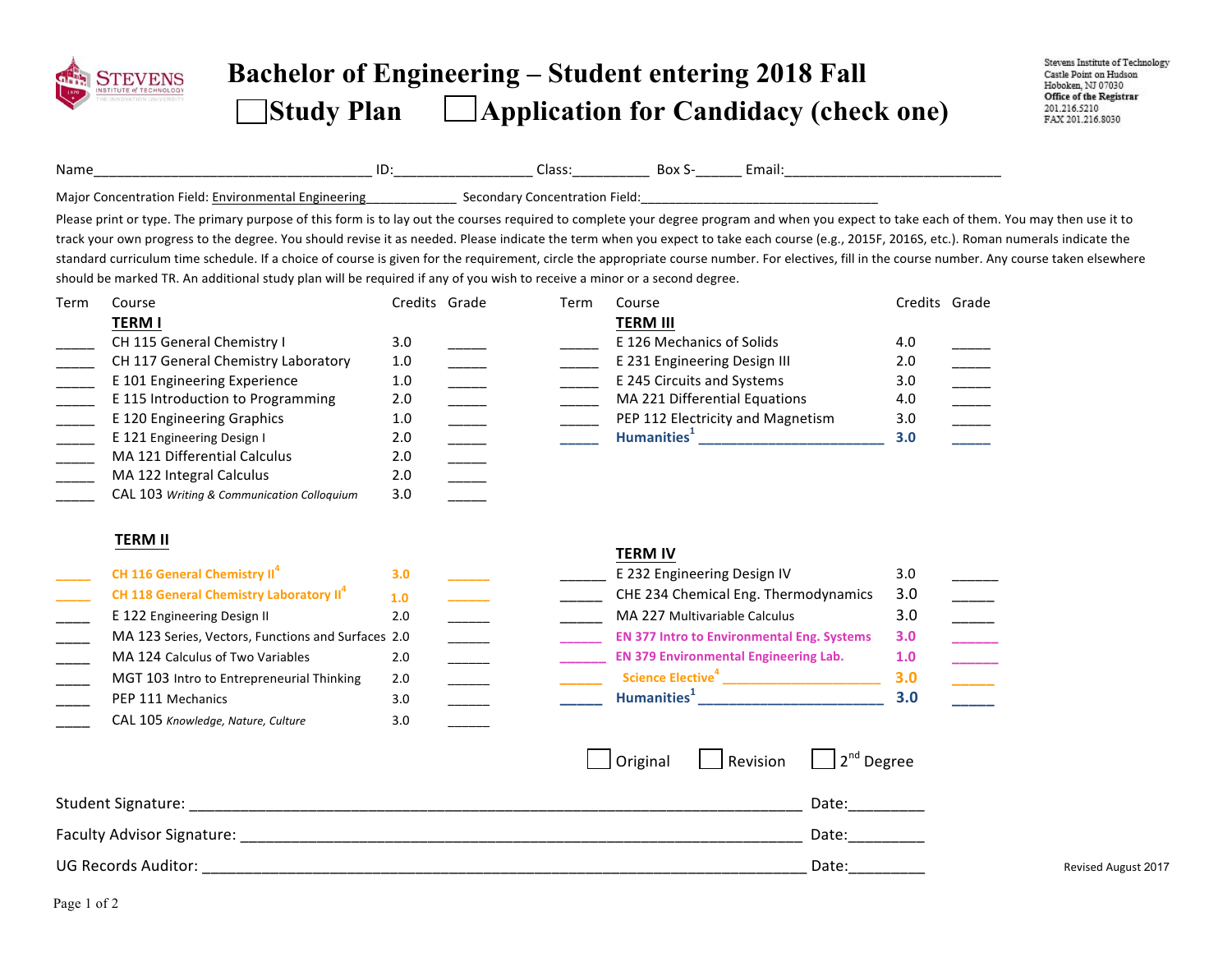# Bachelor of Engineering – Student entering 2018 Fall

## ☐ Study Plan ☐ Application for Candidacy (check one)

Stevens Institute of Technology
Castle Point on Hudson
Hoboken, NJ 07030
Office of the Registrar
201.216.5210
FAX 201.216.8030

Name____________________________________ ID:__________________ Class:__________ Box S-______ Email:____________________________

Major Concentration Field: Environmental Engineering_____________ Secondary Concentration Field:__________________________________

Please print or type. The primary purpose of this form is to lay out the courses required to complete your degree program and when you expect to take each of them. You may then use it to track your own progress to the degree. You should revise it as needed. Please indicate the term when you expect to take each course (e.g., 2015F, 2016S, etc.). Roman numerals indicate the standard curriculum time schedule. If a choice of course is given for the requirement, circle the appropriate course number. For electives, fill in the course number. Any course taken elsewhere should be marked TR. An additional study plan will be required if any of you wish to receive a minor or a second degree.

**TERM I**

| Term | Course | Credits | Grade |
|---|---|---|---|
| _____ | CH 115 General Chemistry I | 3.0 | _____ |
| _____ | CH 117 General Chemistry Laboratory | 1.0 | _____ |
| _____ | E 101 Engineering Experience | 1.0 | _____ |
| _____ | E 115 Introduction to Programming | 2.0 | _____ |
| _____ | E 120 Engineering Graphics | 1.0 | _____ |
| _____ | E 121 Engineering Design I | 2.0 | _____ |
| _____ | MA 121 Differential Calculus | 2.0 | _____ |
| _____ | MA 122 Integral Calculus | 2.0 | _____ |
| _____ | CAL 103 *Writing & Communication Colloquium* | 3.0 | _____ |

**TERM II**

| Term | Course | Credits | Grade |
|---|---|---|---|
| _____ | **CH 116 General Chemistry II**[4] | **3.0** | _____ |
| _____ | **CH 118 General Chemistry Laboratory II**[4] | **1.0** | _____ |
| _____ | E 122 Engineering Design II | 2.0 | _____ |
| _____ | MA 123 Series, Vectors, Functions and Surfaces | 2.0 | _____ |
| _____ | MA 124 Calculus of Two Variables | 2.0 | _____ |
| _____ | MGT 103 Intro to Entrepreneurial Thinking | 2.0 | _____ |
| _____ | PEP 111 Mechanics | 3.0 | _____ |
| _____ | CAL 105 *Knowledge, Nature, Culture* | 3.0 | _____ |

**TERM III**

| Term | Course | Credits | Grade |
|---|---|---|---|
| _____ | E 126 Mechanics of Solids | 4.0 | _____ |
| _____ | E 231 Engineering Design III | 2.0 | _____ |
| _____ | E 245 Circuits and Systems | 3.0 | _____ |
| _____ | MA 221 Differential Equations | 4.0 | _____ |
| _____ | PEP 112 Electricity and Magnetism | 3.0 | _____ |
| _____ | **Humanities**[1] ________________________ | **3.0** | _____ |

**TERM IV**

| Term | Course | Credits | Grade |
|---|---|---|---|
| _____ | E 232 Engineering Design IV | 3.0 | _____ |
| _____ | CHE 234 Chemical Eng. Thermodynamics | 3.0 | _____ |
| _____ | MA 227 Multivariable Calculus | 3.0 | _____ |
| _____ | **EN 377 Intro to Environmental Eng. Systems** | **3.0** | _____ |
| _____ | **EN 379 Environmental Engineering Lab.** | **1.0** | _____ |
| _____ | **Science Elective**[4] ____________________ | **3.0** | _____ |
| _____ | **Humanities**[1] ________________________ | **3.0** | _____ |

☐ Original ☐ Revision ☐ 2nd Degree

Student Signature: ______________________________________________________________ Date:_________

Faculty Advisor Signature: _______________________________________________________ Date:_________

UG Records Auditor: ____________________________________________________________ Date:_________

Revised August 2017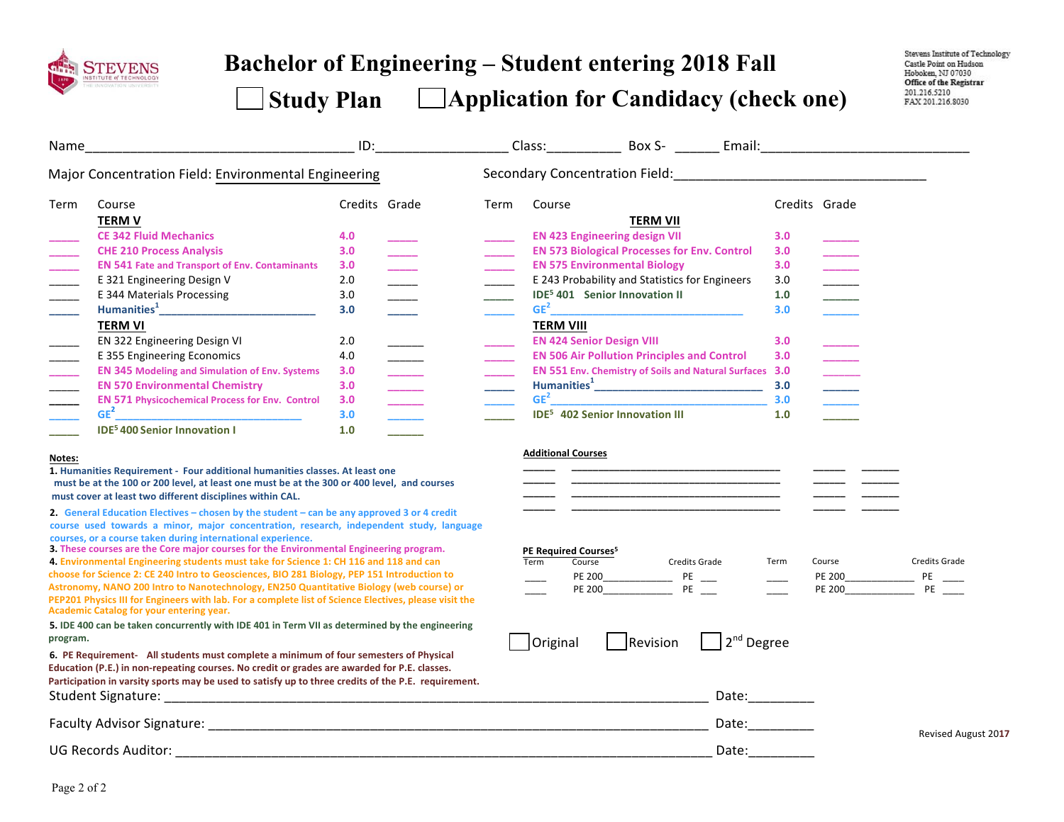# Bachelor of Engineering – Student entering 2018 Fall

☐ Study Plan ☐ Application for Candidacy (check one)

Stevens Institute of Technology
Castle Point on Hudson
Hoboken, NJ 07030
Office of the Registrar
201.216.5210
FAX 201.216.8030

Name\_\_\_\_\_\_\_\_\_\_\_\_\_\_\_\_\_\_\_\_\_\_\_\_\_\_\_\_\_\_\_\_\_\_\_\_ ID:\_\_\_\_\_\_\_\_\_\_\_\_\_\_\_\_\_\_ Class:\_\_\_\_\_\_\_\_\_\_ Box S- \_\_\_\_\_\_ Email:\_\_\_\_\_\_\_\_\_\_\_\_\_\_\_\_\_\_\_\_\_\_\_\_\_\_\_\_

Major Concentration Field: Environmental Engineering

Secondary Concentration Field:\_\_\_\_\_\_\_\_\_\_\_\_\_\_\_\_\_\_\_\_\_\_\_\_\_\_\_\_\_\_\_\_\_\_\_

| Term | Course | Credits | Grade |
|---|---|---|---|
| | **TERM V** | | |
| _____ | CE 342 Fluid Mechanics | 4.0 | _____ |
| _____ | CHE 210 Process Analysis | 3.0 | _____ |
| _____ | EN 541 Fate and Transport of Env. Contaminants | 3.0 | _____ |
| _____ | E 321 Engineering Design V | 2.0 | _____ |
| _____ | E 344 Materials Processing | 3.0 | _____ |
| _____ | Humanities[1]\_\_\_\_\_\_\_\_\_\_\_\_\_\_\_\_\_\_\_\_\_\_\_\_\_ | 3.0 | _____ |
| | **TERM VI** | | |
| _____ | EN 322 Engineering Design VI | 2.0 | _____ |
| _____ | E 355 Engineering Economics | 4.0 | _____ |
| _____ | EN 345 Modeling and Simulation of Env. Systems | 3.0 | _____ |
| _____ | EN 570 Environmental Chemistry | 3.0 | _____ |
| _____ | EN 571 Physicochemical Process for Env. Control | 3.0 | _____ |
| _____ | GE[2]\_\_\_\_\_\_\_\_\_\_\_\_\_\_\_\_\_\_\_\_\_\_\_\_\_\_\_\_\_\_ | 3.0 | _____ |
| _____ | IDE[5] 400 Senior Innovation I | 1.0 | _____ |

| Term | Course | Credits | Grade |
|---|---|---|---|
| | **TERM VII** | | |
| _____ | EN 423 Engineering design VII | 3.0 | _____ |
| _____ | EN 573 Biological Processes for Env. Control | 3.0 | _____ |
| _____ | EN 575 Environmental Biology | 3.0 | _____ |
| _____ | E 243 Probability and Statistics for Engineers | 3.0 | _____ |
| _____ | IDE[5] 401 Senior Innovation II | 1.0 | _____ |
| _____ | GE[2]\_\_\_\_\_\_\_\_\_\_\_\_\_\_\_\_\_\_\_\_\_\_\_\_\_\_\_\_\_\_ | 3.0 | _____ |
| | **TERM VIII** | | |
| _____ | EN 424 Senior Design VIII | 3.0 | _____ |
| _____ | EN 506 Air Pollution Principles and Control | 3.0 | _____ |
| _____ | EN 551 Env. Chemistry of Soils and Natural Surfaces | 3.0 | _____ |
| _____ | Humanities[1]\_\_\_\_\_\_\_\_\_\_\_\_\_\_\_\_\_\_\_\_\_\_\_\_\_ | 3.0 | _____ |
| _____ | GE[2]\_\_\_\_\_\_\_\_\_\_\_\_\_\_\_\_\_\_\_\_\_\_\_\_\_\_\_\_\_\_ | 3.0 | _____ |
| _____ | IDE[5] 402 Senior Innovation III | 1.0 | _____ |

**Notes:**

1. Humanities Requirement - Four additional humanities classes. At least one must be at the 100 or 200 level, at least one must be at the 300 or 400 level, and courses must cover at least two different disciplines within CAL.
2. General Education Electives – chosen by the student – can be any approved 3 or 4 credit course used towards a minor, major concentration, research, independent study, language courses, or a course taken during international experience.
3. These courses are the Core major courses for the Environmental Engineering program.
4. Environmental Engineering students must take for Science 1: CH 116 and 118 and can choose for Science 2: CE 240 Intro to Geosciences, BIO 281 Biology, PEP 151 Introduction to Astronomy, NANO 200 Intro to Nanotechnology, EN250 Quantitative Biology (web course) or PEP201 Physics III for Engineers with lab. For a complete list of Science Electives, please visit the Academic Catalog for your entering year.
5. IDE 400 can be taken concurrently with IDE 401 in Term VII as determined by the engineering program.
6. PE Requirement- All students must complete a minimum of four semesters of Physical Education (P.E.) in non-repeating courses. No credit or grades are awarded for P.E. classes. Participation in varsity sports may be used to satisfy up to three credits of the P.E. requirement.

**Additional Courses**

| | | | |
|---|---|---|---|
| _____ | \_\_\_\_\_\_\_\_\_\_\_\_\_\_\_\_\_\_\_\_\_\_\_\_\_\_\_\_\_\_\_\_\_\_\_\_ | _____ | _____ |
| _____ | \_\_\_\_\_\_\_\_\_\_\_\_\_\_\_\_\_\_\_\_\_\_\_\_\_\_\_\_\_\_\_\_\_\_\_\_ | _____ | _____ |
| _____ | \_\_\_\_\_\_\_\_\_\_\_\_\_\_\_\_\_\_\_\_\_\_\_\_\_\_\_\_\_\_\_\_\_\_\_\_ | _____ | _____ |
| _____ | \_\_\_\_\_\_\_\_\_\_\_\_\_\_\_\_\_\_\_\_\_\_\_\_\_\_\_\_\_\_\_\_\_\_\_\_ | _____ | _____ |

**PE Required Courses[5]**

| Term | Course | Credits | Grade | Term | Course | Credits | Grade |
|---|---|---|---|---|---|---|---|
| ____ | PE 200\_\_\_\_\_\_\_\_\_\_\_\_ | PE | ___ | ____ | PE 200\_\_\_\_\_\_\_\_\_\_\_\_ | PE | ____ |
| ____ | PE 200\_\_\_\_\_\_\_\_\_\_\_\_ | PE | ___ | ____ | PE 200\_\_\_\_\_\_\_\_\_\_\_\_ | PE | ____ |

☐ Original ☐ Revision ☐ 2nd Degree

Student Signature: \_\_\_\_\_\_\_\_\_\_\_\_\_\_\_\_\_\_\_\_\_\_\_\_\_\_\_\_\_\_\_\_\_\_\_\_\_\_\_\_\_\_\_\_\_\_\_\_\_\_\_\_\_\_\_\_\_\_\_\_\_\_\_\_\_\_\_\_\_\_\_\_\_\_\_ Date:\_\_\_\_\_\_\_\_\_

Faculty Advisor Signature: \_\_\_\_\_\_\_\_\_\_\_\_\_\_\_\_\_\_\_\_\_\_\_\_\_\_\_\_\_\_\_\_\_\_\_\_\_\_\_\_\_\_\_\_\_\_\_\_\_\_\_\_\_\_\_\_\_\_\_\_\_\_\_\_\_\_\_\_ Date:\_\_\_\_\_\_\_\_\_

UG Records Auditor: \_\_\_\_\_\_\_\_\_\_\_\_\_\_\_\_\_\_\_\_\_\_\_\_\_\_\_\_\_\_\_\_\_\_\_\_\_\_\_\_\_\_\_\_\_\_\_\_\_\_\_\_\_\_\_\_\_\_\_\_\_\_\_\_\_\_\_\_\_\_\_\_\_\_\_\_ Date:\_\_\_\_\_\_\_\_\_

Revised August 2017